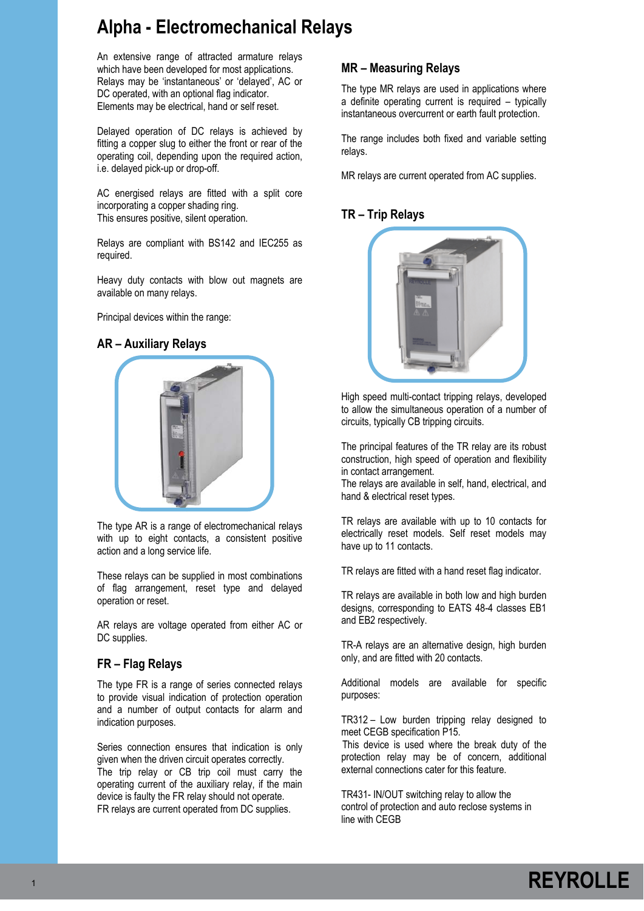# Alpha - Electromechanical Relays

An extensive range of attracted armature relays which have been developed for most applications. Relays may be 'instantaneous' or 'delayed', AC or DC operated, with an optional flag indicator. Elements may be electrical, hand or self reset.

Delayed operation of DC relays is achieved by fitting a copper slug to either the front or rear of the operating coil, depending upon the required action, i.e. delayed pick-up or drop-off.

AC energised relays are fitted with a split core incorporating a copper shading ring.
This ensures positive, silent operation.

Relays are compliant with BS142 and IEC255 as required.

Heavy duty contacts with blow out magnets are available on many relays.

Principal devices within the range:

## AR – Auxiliary Relays

The type AR is a range of electromechanical relays with up to eight contacts, a consistent positive action and a long service life.

These relays can be supplied in most combinations of flag arrangement, reset type and delayed operation or reset.

AR relays are voltage operated from either AC or DC supplies.

## FR – Flag Relays

The type FR is a range of series connected relays to provide visual indication of protection operation and a number of output contacts for alarm and indication purposes.

Series connection ensures that indication is only given when the driven circuit operates correctly.
The trip relay or CB trip coil must carry the operating current of the auxiliary relay, if the main device is faulty the FR relay should not operate.
FR relays are current operated from DC supplies.

## MR – Measuring Relays

The type MR relays are used in applications where a definite operating current is required – typically instantaneous overcurrent or earth fault protection.

The range includes both fixed and variable setting relays.

MR relays are current operated from AC supplies.

## TR – Trip Relays

High speed multi-contact tripping relays, developed to allow the simultaneous operation of a number of circuits, typically CB tripping circuits.

The principal features of the TR relay are its robust construction, high speed of operation and flexibility in contact arrangement.
The relays are available in self, hand, electrical, and hand & electrical reset types.

TR relays are available with up to 10 contacts for electrically reset models. Self reset models may have up to 11 contacts.

TR relays are fitted with a hand reset flag indicator.

TR relays are available in both low and high burden designs, corresponding to EATS 48-4 classes EB1 and EB2 respectively.

TR-A relays are an alternative design, high burden only, and are fitted with 20 contacts.

Additional models are available for specific purposes:

TR312 – Low burden tripping relay designed to meet CEGB specification P15.
This device is used where the break duty of the protection relay may be of concern, additional external connections cater for this feature.

TR431- IN/OUT switching relay to allow the control of protection and auto reclose systems in line with CEGB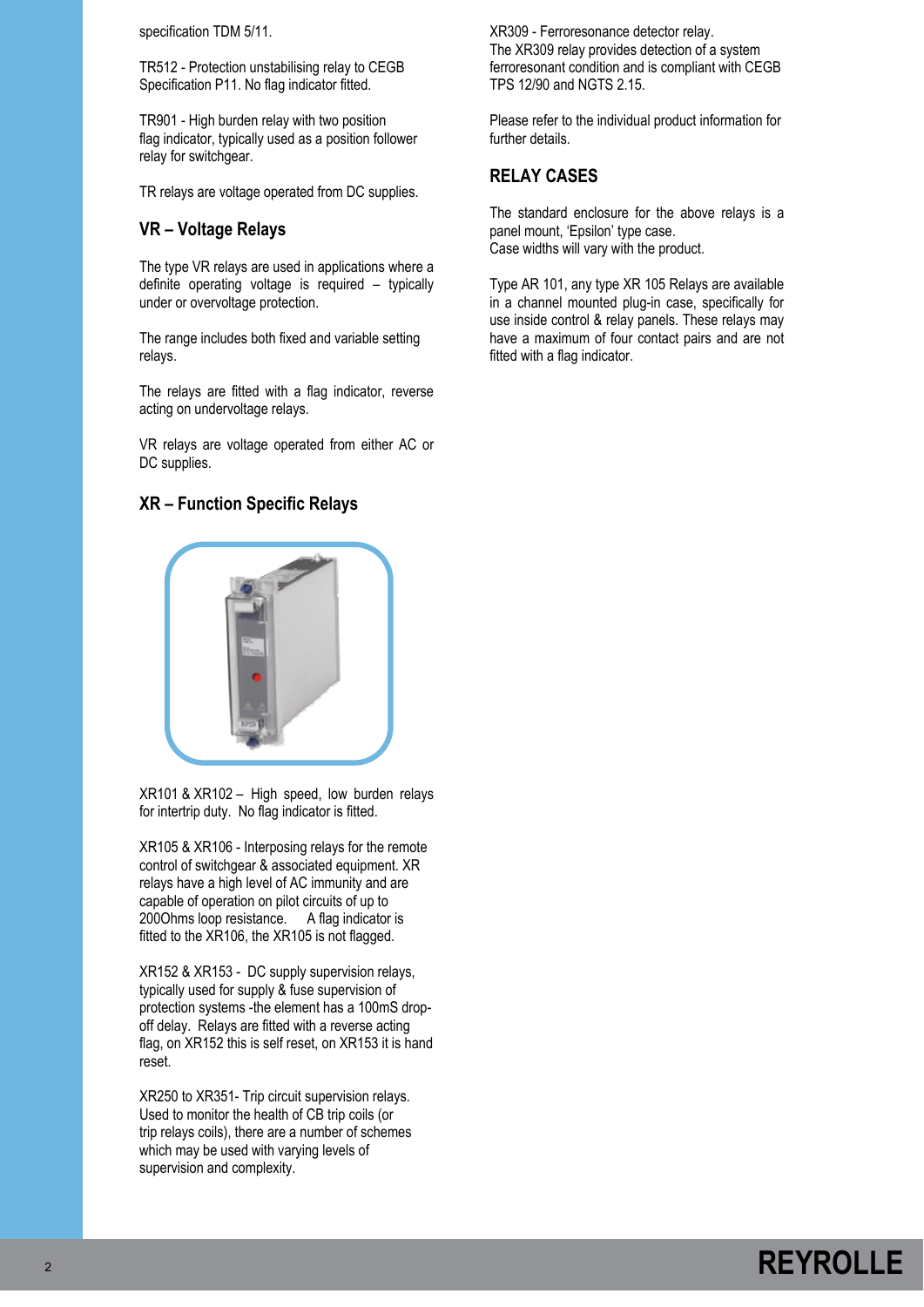specification TDM 5/11.

TR512 - Protection unstabilising relay to CEGB Specification P11. No flag indicator fitted.

TR901 - High burden relay with two position flag indicator, typically used as a position follower relay for switchgear.

TR relays are voltage operated from DC supplies.

## VR – Voltage Relays

The type VR relays are used in applications where a definite operating voltage is required – typically under or overvoltage protection.

The range includes both fixed and variable setting relays.

The relays are fitted with a flag indicator, reverse acting on undervoltage relays.

VR relays are voltage operated from either AC or DC supplies.

## XR – Function Specific Relays

XR101 & XR102 – High speed, low burden relays for intertrip duty. No flag indicator is fitted.

XR105 & XR106 - Interposing relays for the remote control of switchgear & associated equipment. XR relays have a high level of AC immunity and are capable of operation on pilot circuits of up to 200Ohms loop resistance. A flag indicator is fitted to the XR106, the XR105 is not flagged.

XR152 & XR153 - DC supply supervision relays, typically used for supply & fuse supervision of protection systems -the element has a 100mS drop-off delay. Relays are fitted with a reverse acting flag, on XR152 this is self reset, on XR153 it is hand reset.

XR250 to XR351- Trip circuit supervision relays. Used to monitor the health of CB trip coils (or trip relays coils), there are a number of schemes which may be used with varying levels of supervision and complexity.

XR309 - Ferroresonance detector relay.
The XR309 relay provides detection of a system ferroresonant condition and is compliant with CEGB TPS 12/90 and NGTS 2.15.

Please refer to the individual product information for further details.

## RELAY CASES

The standard enclosure for the above relays is a panel mount, 'Epsilon' type case.
Case widths will vary with the product.

Type AR 101, any type XR 105 Relays are available in a channel mounted plug-in case, specifically for use inside control & relay panels. These relays may have a maximum of four contact pairs and are not fitted with a flag indicator.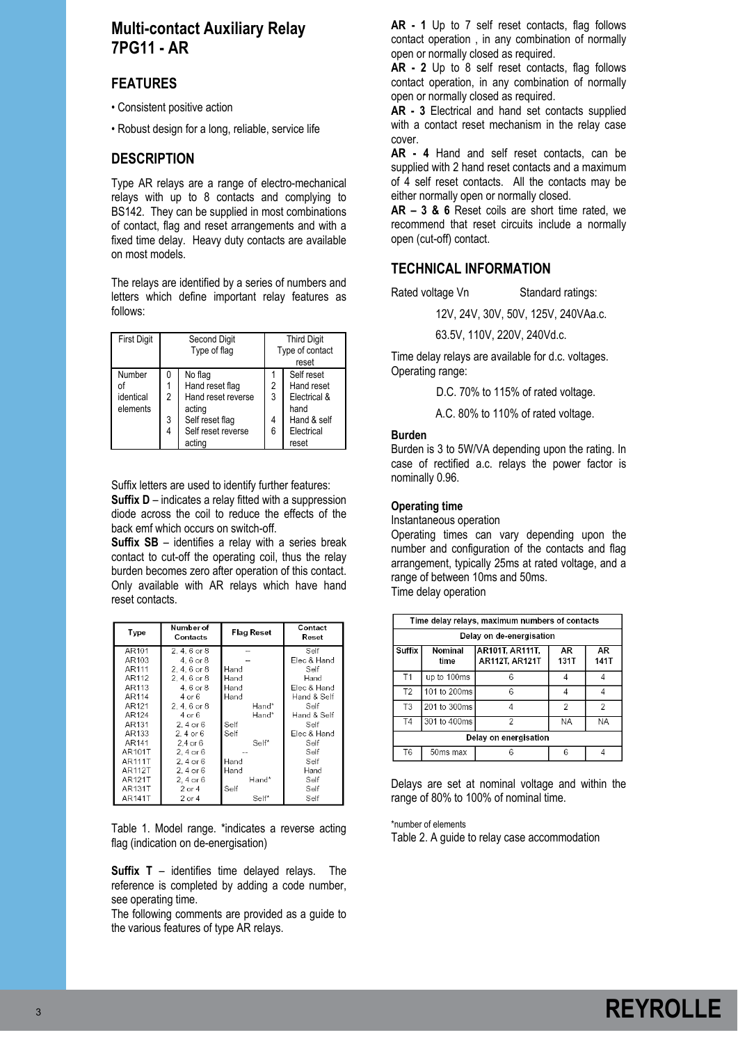# Multi-contact Auxiliary Relay 7PG11 - AR

## FEATURES

- Consistent positive action
- Robust design for a long, reliable, service life

## DESCRIPTION

Type AR relays are a range of electro-mechanical relays with up to 8 contacts and complying to BS142. They can be supplied in most combinations of contact, flag and reset arrangements and with a fixed time delay. Heavy duty contacts are available on most models.

The relays are identified by a series of numbers and letters which define important relay features as follows:

| First Digit | Second Digit Type of flag | | Third Digit Type of contact reset | |
|---|---|---|---|---|
| Number of identical elements | 0 | No flag | 1 | Self reset |
| | 1 | Hand reset flag | 2 | Hand reset |
| | 2 | Hand reset reverse acting | 3 | Electrical & hand |
| | 3 | Self reset flag | 4 | Hand & self |
| | 4 | Self reset reverse acting | 6 | Electrical reset |

Suffix letters are used to identify further features:

**Suffix D** – indicates a relay fitted with a suppression diode across the coil to reduce the effects of the back emf which occurs on switch-off.

**Suffix SB** – identifies a relay with a series break contact to cut-off the operating coil, thus the relay burden becomes zero after operation of this contact. Only available with AR relays which have hand reset contacts.

| Type | Number of Contacts | Flag Reset | Contact Reset |
|---|---|---|---|
| AR101 | 2, 4, 6 or 8 | -- | Self |
| AR103 | 4, 6 or 8 | -- | Elec & Hand |
| AR111 | 2, 4, 6 or 8 | Hand | Self |
| AR112 | 2, 4, 6 or 8 | Hand | Hand |
| AR113 | 4, 6 or 8 | Hand | Elec & Hand |
| AR114 | 4 or 6 | Hand | Hand & Self |
| AR121 | 2, 4, 6 or 8 | Hand* | Self |
| AR124 | 4 or 6 | Hand* | Hand & Self |
| AR131 | 2, 4 or 6 | Self | Self |
| AR133 | 2, 4 or 6 | Self | Elec & Hand |
| AR141 | 2,4 or 6 | Self* | Self |
| AR101T | 2, 4 or 6 | -- | Self |
| AR111T | 2, 4 or 6 | Hand | Self |
| AR112T | 2, 4 or 6 | Hand | Hand |
| AR121T | 2, 4 or 6 | Hand* | Self |
| AR131T | 2 or 4 | Self | Self |
| AR141T | 2 or 4 | Self* | Self |

Table 1. Model range. *indicates a reverse acting flag (indication on de-energisation)

**Suffix T** – identifies time delayed relays. The reference is completed by adding a code number, see operating time.

The following comments are provided as a guide to the various features of type AR relays.

**AR - 1** Up to 7 self reset contacts, flag follows contact operation , in any combination of normally open or normally closed as required.

**AR - 2** Up to 8 self reset contacts, flag follows contact operation, in any combination of normally open or normally closed as required.

**AR - 3** Electrical and hand set contacts supplied with a contact reset mechanism in the relay case cover.

**AR - 4** Hand and self reset contacts, can be supplied with 2 hand reset contacts and a maximum of 4 self reset contacts. All the contacts may be either normally open or normally closed.

**AR – 3 & 6** Reset coils are short time rated, we recommend that reset circuits include a normally open (cut-off) contact.

## TECHNICAL INFORMATION

Rated voltage Vn Standard ratings:

12V, 24V, 30V, 50V, 125V, 240VAa.c.

63.5V, 110V, 220V, 240Vd.c.

Time delay relays are available for d.c. voltages.

Operating range:

D.C. 70% to 115% of rated voltage.

A.C. 80% to 110% of rated voltage.

### Burden

Burden is 3 to 5W/VA depending upon the rating. In case of rectified a.c. relays the power factor is nominally 0.96.

### Operating time

Instantaneous operation

Operating times can vary depending upon the number and configuration of the contacts and flag arrangement, typically 25ms at rated voltage, and a range of between 10ms and 50ms.

Time delay operation

| Time delay relays, maximum numbers of contacts | | | | |
|---|---|---|---|---|
| Delay on de-energisation | | | | |
| Suffix | Nominal time | AR101T, AR111T, AR112T, AR121T | AR 131T | AR 141T |
| T1 | up to 100ms | 6 | 4 | 4 |
| T2 | 101 to 200ms | 6 | 4 | 4 |
| T3 | 201 to 300ms | 4 | 2 | 2 |
| T4 | 301 to 400ms | 2 | NA | NA |
| Delay on energisation | | | | |
| T6 | 50ms max | 6 | 6 | 4 |

Delays are set at nominal voltage and within the range of 80% to 100% of nominal time.

*number of elements

Table 2. A guide to relay case accommodation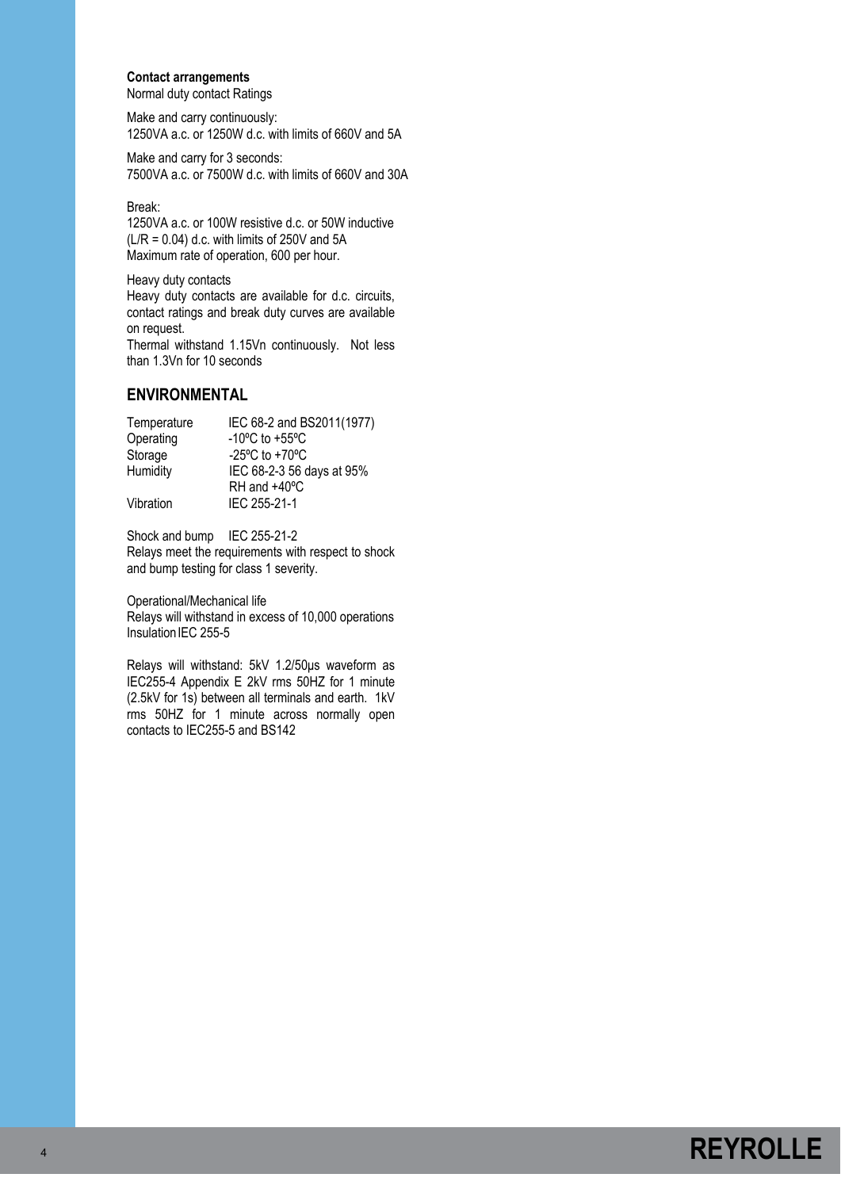**Contact arrangements**
Normal duty contact Ratings

Make and carry continuously:
1250VA a.c. or 1250W d.c. with limits of 660V and 5A

Make and carry for 3 seconds:
7500VA a.c. or 7500W d.c. with limits of 660V and 30A

Break:
1250VA a.c. or 100W resistive d.c. or 50W inductive (L/R = 0.04) d.c. with limits of 250V and 5A
Maximum rate of operation, 600 per hour.

Heavy duty contacts
Heavy duty contacts are available for d.c. circuits, contact ratings and break duty curves are available on request.
Thermal withstand 1.15Vn continuously. Not less than 1.3Vn for 10 seconds

## ENVIRONMENTAL

| | |
|---|---|
| Temperature | IEC 68-2 and BS2011(1977) |
| Operating | -10ºC to +55ºC |
| Storage | -25ºC to +70ºC |
| Humidity | IEC 68-2-3 56 days at 95% RH and +40ºC |
| Vibration | IEC 255-21-1 |

Shock and bump IEC 255-21-2
Relays meet the requirements with respect to shock and bump testing for class 1 severity.

Operational/Mechanical life
Relays will withstand in excess of 10,000 operations
Insulation IEC 255-5

Relays will withstand: 5kV 1.2/50μs waveform as IEC255-4 Appendix E 2kV rms 50HZ for 1 minute (2.5kV for 1s) between all terminals and earth. 1kV rms 50HZ for 1 minute across normally open contacts to IEC255-5 and BS142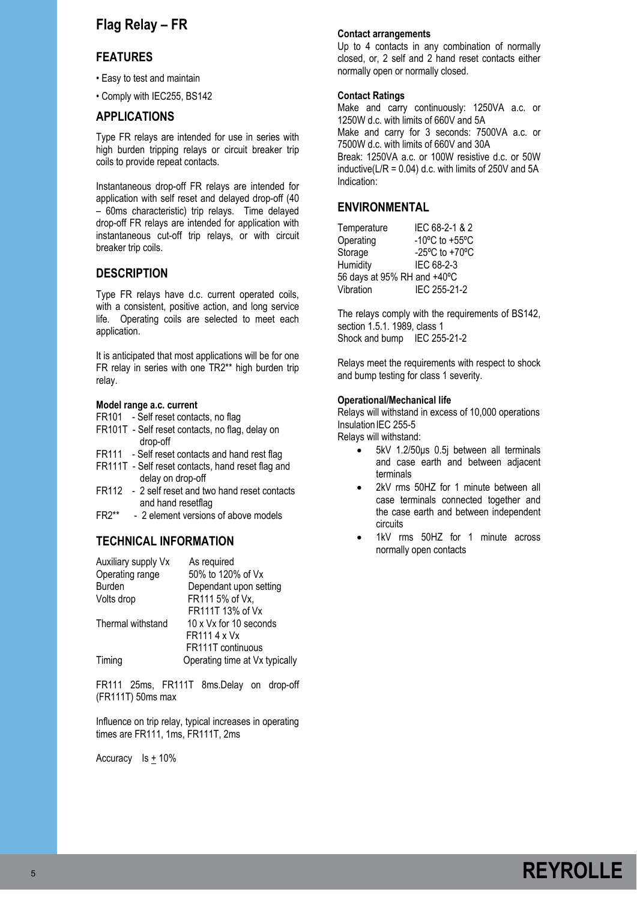# Flag Relay – FR

## FEATURES

- Easy to test and maintain
- Comply with IEC255, BS142

## APPLICATIONS

Type FR relays are intended for use in series with high burden tripping relays or circuit breaker trip coils to provide repeat contacts.

Instantaneous drop-off FR relays are intended for application with self reset and delayed drop-off (40 – 60ms characteristic) trip relays. Time delayed drop-off FR relays are intended for application with instantaneous cut-off trip relays, or with circuit breaker trip coils.

## DESCRIPTION

Type FR relays have d.c. current operated coils, with a consistent, positive action, and long service life. Operating coils are selected to meet each application.

It is anticipated that most applications will be for one FR relay in series with one TR2** high burden trip relay.

**Model range a.c. current**

- FR101 - Self reset contacts, no flag
- FR101T - Self reset contacts, no flag, delay on drop-off
- FR111 - Self reset contacts and hand rest flag
- FR111T - Self reset contacts, hand reset flag and delay on drop-off
- FR112 - 2 self reset and two hand reset contacts and hand resetflag
- FR2** - 2 element versions of above models

## TECHNICAL INFORMATION

| | |
|---|---|
| Auxiliary supply Vx | As required |
| Operating range | 50% to 120% of Vx |
| Burden | Dependant upon setting |
| Volts drop | FR111 5% of Vx, FR111T 13% of Vx |
| Thermal withstand | 10 x Vx for 10 seconds FR111 4 x Vx FR111T continuous |
| Timing | Operating time at Vx typically |

FR111 25ms, FR111T 8ms.Delay on drop-off (FR111T) 50ms max

Influence on trip relay, typical increases in operating times are FR111, 1ms, FR111T, 2ms

Accuracy Is ± 10%

**Contact arrangements**

Up to 4 contacts in any combination of normally closed, or, 2 self and 2 hand reset contacts either normally open or normally closed.

**Contact Ratings**

Make and carry continuously: 1250VA a.c. or 1250W d.c. with limits of 660V and 5A
Make and carry for 3 seconds: 7500VA a.c. or 7500W d.c. with limits of 660V and 30A
Break: 1250VA a.c. or 100W resistive d.c. or 50W inductive(L/R = 0.04) d.c. with limits of 250V and 5A
Indication:

## ENVIRONMENTAL

| | |
|---|---|
| Temperature | IEC 68-2-1 & 2 |
| Operating | -10ºC to +55ºC |
| Storage | -25ºC to +70ºC |
| Humidity | IEC 68-2-3 |
| 56 days at 95% RH and +40ºC | |
| Vibration | IEC 255-21-2 |

The relays comply with the requirements of BS142, section 1.5.1. 1989, class 1
Shock and bump IEC 255-21-2

Relays meet the requirements with respect to shock and bump testing for class 1 severity.

**Operational/Mechanical life**

Relays will withstand in excess of 10,000 operations
Insulation IEC 255-5
Relays will withstand:

- 5kV 1.2/50μs 0.5j between all terminals and case earth and between adjacent terminals
- 2kV rms 50HZ for 1 minute between all case terminals connected together and the case earth and between independent circuits
- 1kV rms 50HZ for 1 minute across normally open contacts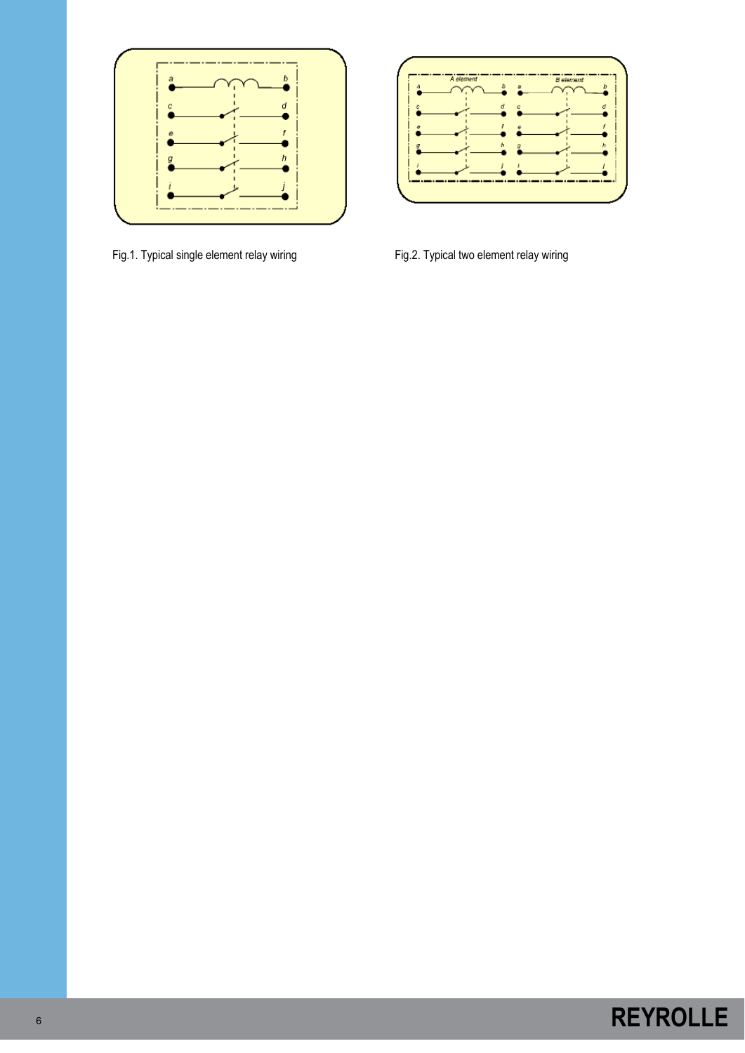Fig.1. Typical single element relay wiring

Fig.2. Typical two element relay wiring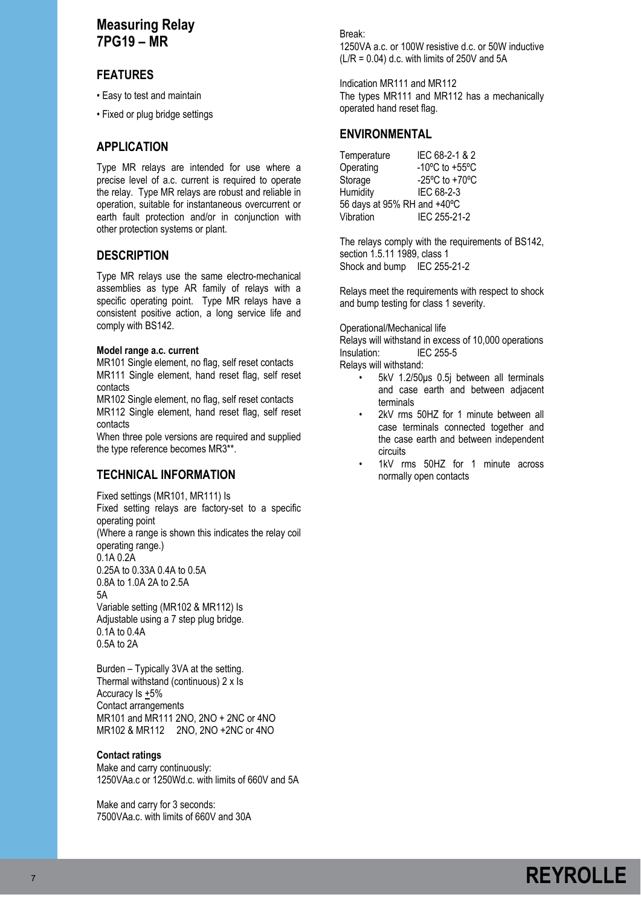# Measuring Relay
# 7PG19 – MR

## FEATURES

- Easy to test and maintain
- Fixed or plug bridge settings

## APPLICATION

Type MR relays are intended for use where a precise level of a.c. current is required to operate the relay. Type MR relays are robust and reliable in operation, suitable for instantaneous overcurrent or earth fault protection and/or in conjunction with other protection systems or plant.

## DESCRIPTION

Type MR relays use the same electro-mechanical assemblies as type AR family of relays with a specific operating point. Type MR relays have a consistent positive action, a long service life and comply with BS142.

**Model range a.c. current**

MR101 Single element, no flag, self reset contacts
MR111 Single element, hand reset flag, self reset contacts
MR102 Single element, no flag, self reset contacts
MR112 Single element, hand reset flag, self reset contacts
When three pole versions are required and supplied the type reference becomes MR3**.

## TECHNICAL INFORMATION

Fixed settings (MR101, MR111) Is
Fixed setting relays are factory-set to a specific operating point
(Where a range is shown this indicates the relay coil operating range.)
0.1A 0.2A
0.25A to 0.33A 0.4A to 0.5A
0.8A to 1.0A 2A to 2.5A
5A
Variable setting (MR102 & MR112) Is
Adjustable using a 7 step plug bridge.
0.1A to 0.4A
0.5A to 2A

Burden – Typically 3VA at the setting.
Thermal withstand (continuous) 2 x Is
Accuracy Is ±5%
Contact arrangements
MR101 and MR111 2NO, 2NO + 2NC or 4NO
MR102 & MR112 2NO, 2NO +2NC or 4NO

**Contact ratings**

Make and carry continuously:
1250VAa.c or 1250Wd.c. with limits of 660V and 5A

Make and carry for 3 seconds:
7500VAa.c. with limits of 660V and 30A

Break:
1250VA a.c. or 100W resistive d.c. or 50W inductive (L/R = 0.04) d.c. with limits of 250V and 5A

Indication MR111 and MR112
The types MR111 and MR112 has a mechanically operated hand reset flag.

## ENVIRONMENTAL

Temperature IEC 68-2-1 & 2
Operating -10ºC to +55ºC
Storage -25ºC to +70ºC
Humidity IEC 68-2-3
56 days at 95% RH and +40ºC
Vibration IEC 255-21-2

The relays comply with the requirements of BS142, section 1.5.11 1989, class 1
Shock and bump IEC 255-21-2

Relays meet the requirements with respect to shock and bump testing for class 1 severity.

Operational/Mechanical life
Relays will withstand in excess of 10,000 operations
Insulation: IEC 255-5
Relays will withstand:

- 5kV 1.2/50µs 0.5j between all terminals and case earth and between adjacent terminals
- 2kV rms 50HZ for 1 minute between all case terminals connected together and the case earth and between independent circuits
- 1kV rms 50HZ for 1 minute across normally open contacts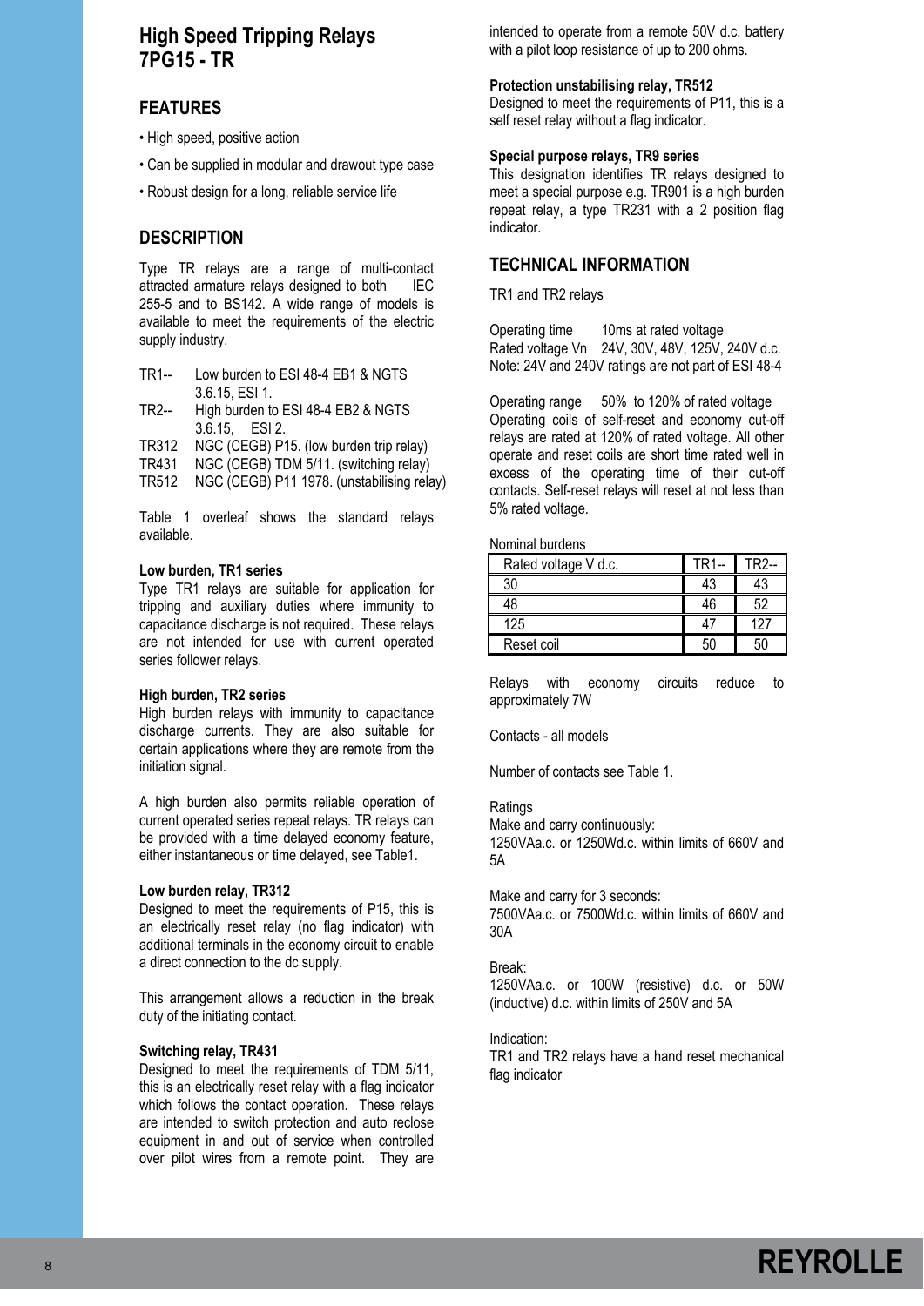# High Speed Tripping Relays 7PG15 - TR

## FEATURES

- High speed, positive action
- Can be supplied in modular and drawout type case
- Robust design for a long, reliable service life

## DESCRIPTION

Type TR relays are a range of multi-contact attracted armature relays designed to both IEC 255-5 and to BS142. A wide range of models is available to meet the requirements of the electric supply industry.

| | |
|---|---|
| TR1-- | Low burden to ESI 48-4 EB1 & NGTS 3.6.15, ESI 1. |
| TR2-- | High burden to ESI 48-4 EB2 & NGTS 3.6.15, ESI 2. |
| TR312 | NGC (CEGB) P15. (low burden trip relay) |
| TR431 | NGC (CEGB) TDM 5/11. (switching relay) |
| TR512 | NGC (CEGB) P11 1978. (unstabilising relay) |

Table 1 overleaf shows the standard relays available.

**Low burden, TR1 series**

Type TR1 relays are suitable for application for tripping and auxiliary duties where immunity to capacitance discharge is not required. These relays are not intended for use with current operated series follower relays.

**High burden, TR2 series**

High burden relays with immunity to capacitance discharge currents. They are also suitable for certain applications where they are remote from the initiation signal.

A high burden also permits reliable operation of current operated series repeat relays. TR relays can be provided with a time delayed economy feature, either instantaneous or time delayed, see Table1.

**Low burden relay, TR312**

Designed to meet the requirements of P15, this is an electrically reset relay (no flag indicator) with additional terminals in the economy circuit to enable a direct connection to the dc supply.

This arrangement allows a reduction in the break duty of the initiating contact.

**Switching relay, TR431**

Designed to meet the requirements of TDM 5/11, this is an electrically reset relay with a flag indicator which follows the contact operation. These relays are intended to switch protection and auto reclose equipment in and out of service when controlled over pilot wires from a remote point. They are intended to operate from a remote 50V d.c. battery with a pilot loop resistance of up to 200 ohms.

**Protection unstabilising relay, TR512**

Designed to meet the requirements of P11, this is a self reset relay without a flag indicator.

**Special purpose relays, TR9 series**

This designation identifies TR relays designed to meet a special purpose e.g. TR901 is a high burden repeat relay, a type TR231 with a 2 position flag indicator.

## TECHNICAL INFORMATION

TR1 and TR2 relays

Operating time 10ms at rated voltage
Rated voltage Vn 24V, 30V, 48V, 125V, 240V d.c.
Note: 24V and 240V ratings are not part of ESI 48-4

Operating range 50% to 120% of rated voltage
Operating coils of self-reset and economy cut-off relays are rated at 120% of rated voltage. All other operate and reset coils are short time rated well in excess of the operating time of their cut-off contacts. Self-reset relays will reset at not less than 5% rated voltage.

Nominal burdens

| Rated voltage V d.c. | TR1-- | TR2-- |
|---|---|---|
| 30 | 43 | 43 |
| 48 | 46 | 52 |
| 125 | 47 | 127 |
| Reset coil | 50 | 50 |

Relays with economy circuits reduce to approximately 7W

Contacts - all models

Number of contacts see Table 1.

Ratings
Make and carry continuously:
1250VAa.c. or 1250Wd.c. within limits of 660V and 5A

Make and carry for 3 seconds:
7500VAa.c. or 7500Wd.c. within limits of 660V and 30A

Break:
1250VAa.c. or 100W (resistive) d.c. or 50W (inductive) d.c. within limits of 250V and 5A

Indication:
TR1 and TR2 relays have a hand reset mechanical flag indicator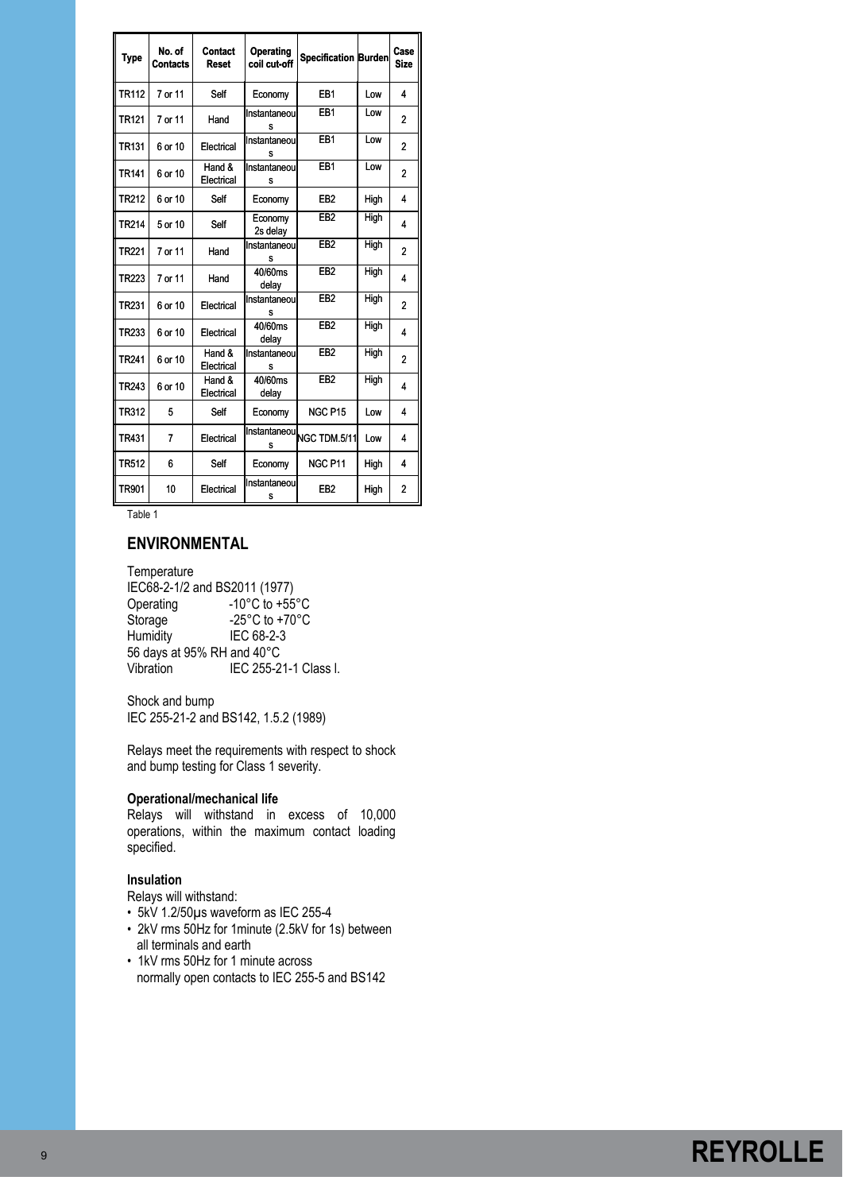| Type | No. of Contacts | Contact Reset | Operating coil cut-off | Specification | Burden | Case Size |
|---|---|---|---|---|---|---|
| TR112 | 7 or 11 | Self | Economy | EB1 | Low | 4 |
| TR121 | 7 or 11 | Hand | Instantaneous | EB1 | Low | 2 |
| TR131 | 6 or 10 | Electrical | Instantaneous | EB1 | Low | 2 |
| TR141 | 6 or 10 | Hand & Electrical | Instantaneous | EB1 | Low | 2 |
| TR212 | 6 or 10 | Self | Economy | EB2 | High | 4 |
| TR214 | 5 or 10 | Self | Economy 2s delay | EB2 | High | 4 |
| TR221 | 7 or 11 | Hand | Instantaneous | EB2 | High | 2 |
| TR223 | 7 or 11 | Hand | 40/60ms delay | EB2 | High | 4 |
| TR231 | 6 or 10 | Electrical | Instantaneous | EB2 | High | 2 |
| TR233 | 6 or 10 | Electrical | 40/60ms delay | EB2 | High | 4 |
| TR241 | 6 or 10 | Hand & Electrical | Instantaneous | EB2 | High | 2 |
| TR243 | 6 or 10 | Hand & Electrical | 40/60ms delay | EB2 | High | 4 |
| TR312 | 5 | Self | Economy | NGC P15 | Low | 4 |
| TR431 | 7 | Electrical | Instantaneous | NGC TDM.5/11 | Low | 4 |
| TR512 | 6 | Self | Economy | NGC P11 | High | 4 |
| TR901 | 10 | Electrical | Instantaneous | EB2 | High | 2 |

Table 1

## ENVIRONMENTAL

Temperature
IEC68-2-1/2 and BS2011 (1977)
Operating -10°C to +55°C
Storage -25°C to +70°C
Humidity IEC 68-2-3
56 days at 95% RH and 40°C
Vibration IEC 255-21-1 Class I.

Shock and bump
IEC 255-21-2 and BS142, 1.5.2 (1989)

Relays meet the requirements with respect to shock and bump testing for Class 1 severity.

**Operational/mechanical life**
Relays will withstand in excess of 10,000 operations, within the maximum contact loading specified.

**Insulation**
Relays will withstand:

- 5kV 1.2/50µs waveform as IEC 255-4
- 2kV rms 50Hz for 1minute (2.5kV for 1s) between all terminals and earth
- 1kV rms 50Hz for 1 minute across normally open contacts to IEC 255-5 and BS142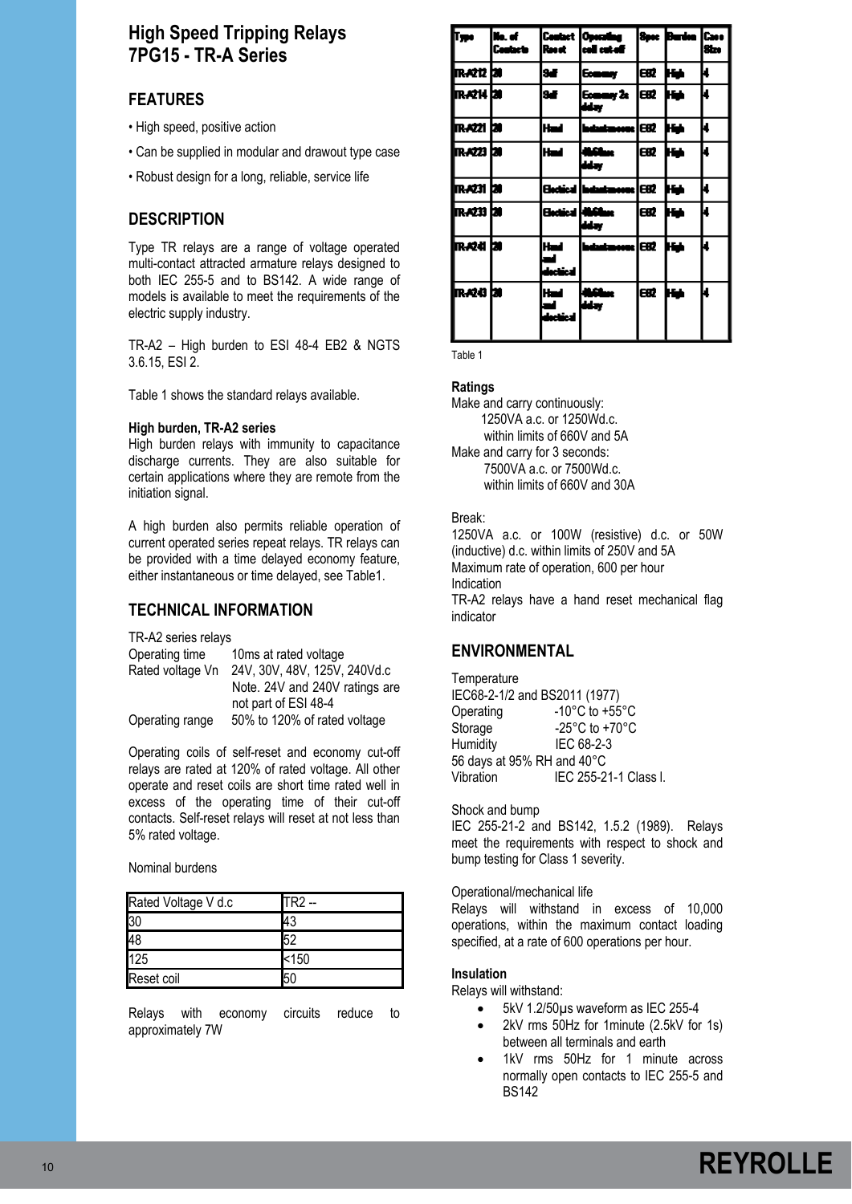# High Speed Tripping Relays 7PG15 - TR-A Series

## FEATURES

- High speed, positive action
- Can be supplied in modular and drawout type case
- Robust design for a long, reliable, service life

## DESCRIPTION

Type TR relays are a range of voltage operated multi-contact attracted armature relays designed to both IEC 255-5 and to BS142. A wide range of models is available to meet the requirements of the electric supply industry.

TR-A2 – High burden to ESI 48-4 EB2 & NGTS 3.6.15, ESI 2.

Table 1 shows the standard relays available.

**High burden, TR-A2 series**

High burden relays with immunity to capacitance discharge currents. They are also suitable for certain applications where they are remote from the initiation signal.

A high burden also permits reliable operation of current operated series repeat relays. TR relays can be provided with a time delayed economy feature, either instantaneous or time delayed, see Table1.

## TECHNICAL INFORMATION

TR-A2 series relays

Operating time 10ms at rated voltage

Rated voltage Vn 24V, 30V, 48V, 125V, 240Vd.c
Note. 24V and 240V ratings are not part of ESI 48-4

Operating range 50% to 120% of rated voltage

Operating coils of self-reset and economy cut-off relays are rated at 120% of rated voltage. All other operate and reset coils are short time rated well in excess of the operating time of their cut-off contacts. Self-reset relays will reset at not less than 5% rated voltage.

Nominal burdens

| Rated Voltage V d.c | TR2 -- |
|---|---|
| 30 | 43 |
| 48 | 52 |
| 125 | <150 |
| Reset coil | 50 |

Relays with economy circuits reduce to approximately 7W

| Type | No. of Contacts | Contact Reset | Operating coil cut-off | Spec | Burden | Case Size |
|---|---|---|---|---|---|---|
| TR-A212 | 20 | Self | Economy | EB2 | High | 4 |
| TR-A214 | 20 | Self | Economy 2s delay | EB2 | High | 4 |
| TR-A221 | 20 | Hand | Instantaneous | EB2 | High | 4 |
| TR-A223 | 20 | Hand | 40/60ms delay | EB2 | High | 4 |
| TR-A231 | 20 | Electrical | Instantaneous | EB2 | High | 4 |
| TR-A233 | 20 | Electrical | 40/60ms delay | EB2 | High | 4 |
| TR-A241 | 20 | Hand and electrical | Instantaneous | EB2 | High | 4 |
| TR-A243 | 20 | Hand and electrical | 40/60ms delay | EB2 | High | 4 |

Table 1

**Ratings**

Make and carry continuously:
1250VA a.c. or 1250Wd.c.
within limits of 660V and 5A

Make and carry for 3 seconds:
7500VA a.c. or 7500Wd.c.
within limits of 660V and 30A

Break:
1250VA a.c. or 100W (resistive) d.c. or 50W (inductive) d.c. within limits of 250V and 5A

Maximum rate of operation, 600 per hour

Indication

TR-A2 relays have a hand reset mechanical flag indicator

## ENVIRONMENTAL

Temperature
IEC68-2-1/2 and BS2011 (1977)

Operating -10°C to +55°C

Storage -25°C to +70°C

Humidity IEC 68-2-3
56 days at 95% RH and 40°C

Vibration IEC 255-21-1 Class I.

Shock and bump

IEC 255-21-2 and BS142, 1.5.2 (1989). Relays meet the requirements with respect to shock and bump testing for Class 1 severity.

Operational/mechanical life

Relays will withstand in excess of 10,000 operations, within the maximum contact loading specified, at a rate of 600 operations per hour.

**Insulation**

Relays will withstand:

- 5kV 1.2/50µs waveform as IEC 255-4
- 2kV rms 50Hz for 1minute (2.5kV for 1s) between all terminals and earth
- 1kV rms 50Hz for 1 minute across normally open contacts to IEC 255-5 and BS142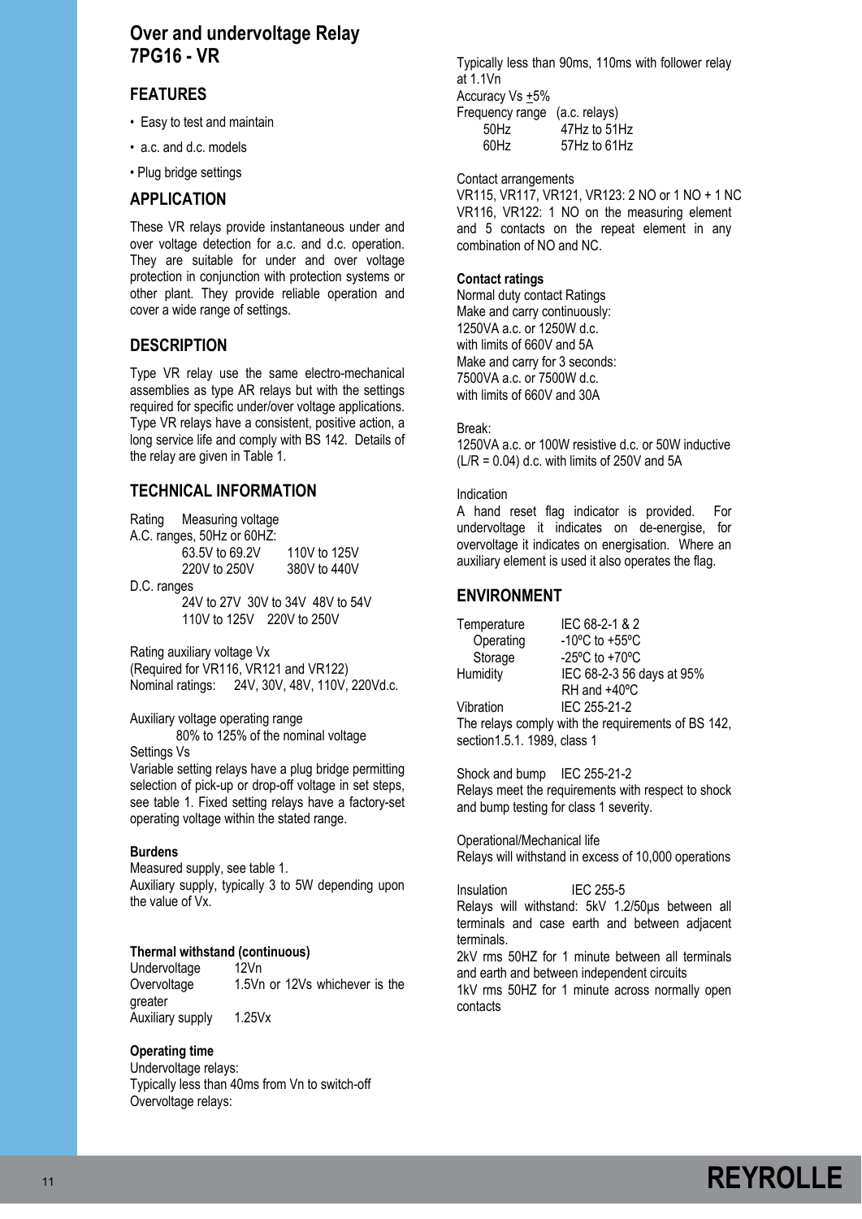# Over and undervoltage Relay 7PG16 - VR

## FEATURES

- Easy to test and maintain
- a.c. and d.c. models
- Plug bridge settings

## APPLICATION

These VR relays provide instantaneous under and over voltage detection for a.c. and d.c. operation. They are suitable for under and over voltage protection in conjunction with protection systems or other plant. They provide reliable operation and cover a wide range of settings.

## DESCRIPTION

Type VR relay use the same electro-mechanical assemblies as type AR relays but with the settings required for specific under/over voltage applications. Type VR relays have a consistent, positive action, a long service life and comply with BS 142. Details of the relay are given in Table 1.

## TECHNICAL INFORMATION

Rating Measuring voltage

A.C. ranges, 50Hz or 60HZ:

63.5V to 69.2V    110V to 125V
220V to 250V    380V to 440V

D.C. ranges

24V to 27V  30V to 34V  48V to 54V
110V to 125V  220V to 250V

Rating auxiliary voltage Vx
(Required for VR116, VR121 and VR122)
Nominal ratings: 24V, 30V, 48V, 110V, 220Vd.c.

Auxiliary voltage operating range
80% to 125% of the nominal voltage

Settings Vs

Variable setting relays have a plug bridge permitting selection of pick-up or drop-off voltage in set steps, see table 1. Fixed setting relays have a factory-set operating voltage within the stated range.

**Burdens**

Measured supply, see table 1.
Auxiliary supply, typically 3 to 5W depending upon the value of Vx.

**Thermal withstand (continuous)**

Undervoltage 12Vn
Overvoltage 1.5Vn or 12Vs whichever is the greater
Auxiliary supply 1.25Vx

**Operating time**

Undervoltage relays:
Typically less than 40ms from Vn to switch-off
Overvoltage relays:
Typically less than 90ms, 110ms with follower relay at 1.1Vn

Accuracy Vs ±5%

Frequency range (a.c. relays)

50Hz    47Hz to 51Hz
60Hz    57Hz to 61Hz

Contact arrangements

VR115, VR117, VR121, VR123: 2 NO or 1 NO + 1 NC
VR116, VR122: 1 NO on the measuring element and 5 contacts on the repeat element in any combination of NO and NC.

**Contact ratings**

Normal duty contact Ratings
Make and carry continuously:
1250VA a.c. or 1250W d.c.
with limits of 660V and 5A
Make and carry for 3 seconds:
7500VA a.c. or 7500W d.c.
with limits of 660V and 30A

Break:
1250VA a.c. or 100W resistive d.c. or 50W inductive (L/R = 0.04) d.c. with limits of 250V and 5A

Indication

A hand reset flag indicator is provided. For undervoltage it indicates on de-energise, for overvoltage it indicates on energisation. Where an auxiliary element is used it also operates the flag.

## ENVIRONMENT

Temperature    IEC 68-2-1 & 2
Operating    -10ºC to +55ºC
Storage    -25ºC to +70ºC
Humidity    IEC 68-2-3 56 days at 95% RH and +40ºC
Vibration    IEC 255-21-2

The relays comply with the requirements of BS 142, section1.5.1. 1989, class 1

Shock and bump IEC 255-21-2
Relays meet the requirements with respect to shock and bump testing for class 1 severity.

Operational/Mechanical life
Relays will withstand in excess of 10,000 operations

Insulation IEC 255-5
Relays will withstand: 5kV 1.2/50µs between all terminals and case earth and between adjacent terminals.
2kV rms 50HZ for 1 minute between all terminals and earth and between independent circuits
1kV rms 50HZ for 1 minute across normally open contacts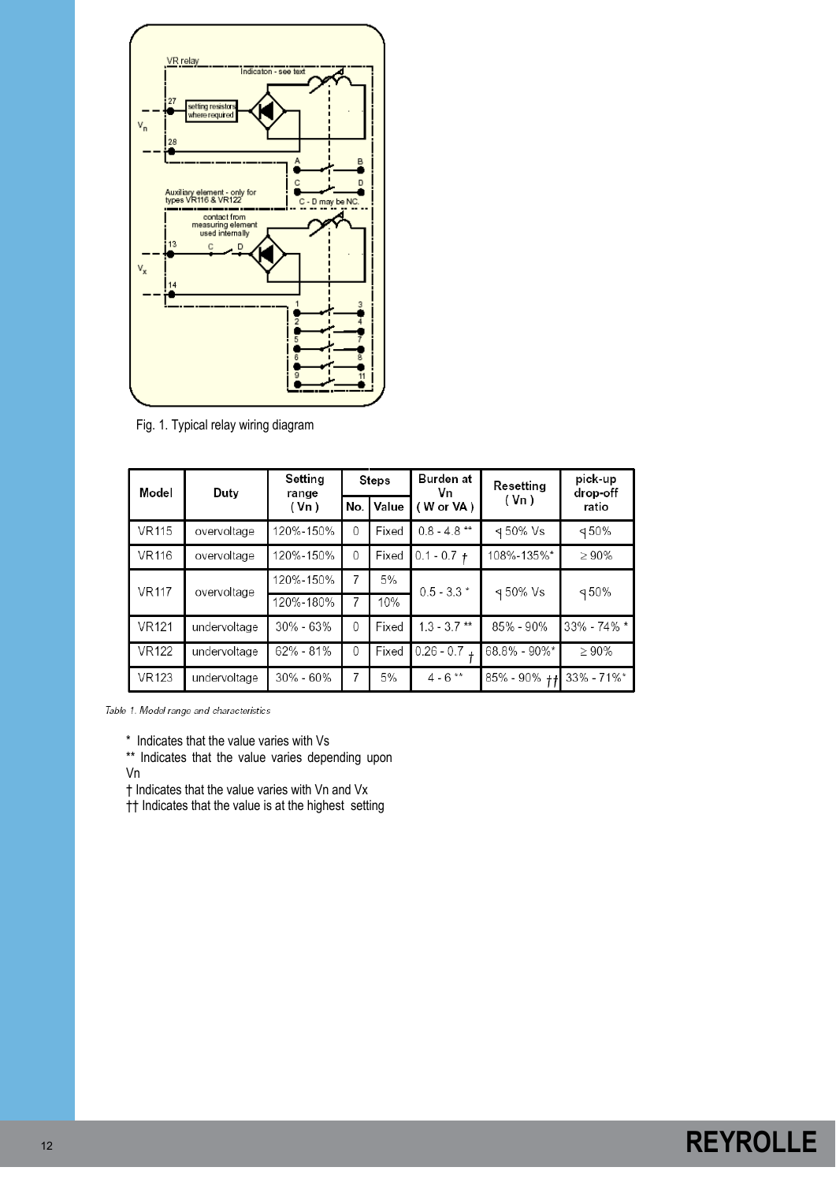Fig. 1. Typical relay wiring diagram

| Model | Duty | Setting range (Vn) | Steps | | Burden at Vn (W or VA) | Resetting (Vn) | pick-up drop-off ratio |
|---|---|---|---|---|---|---|---|
| | | | No. | Value | | | |
| VR115 | overvoltage | 120%-150% | 0 | Fixed | 0.8 - 4.8 ** | ⩿50% Vs | ⩿50% |
| VR116 | overvoltage | 120%-150% | 0 | Fixed | 0.1 - 0.7 † | 108%-135%* | ≥ 90% |
| VR117 | overvoltage | 120%-150% | 7 | 5% | 0.5 - 3.3 * | ⩿50% Vs | ⩿50% |
| | | 120%-180% | 7 | 10% | | | |
| VR121 | undervoltage | 30% - 63% | 0 | Fixed | 1.3 - 3.7 ** | 85% - 90% | 33% - 74% * |
| VR122 | undervoltage | 62% - 81% | 0 | Fixed | 0.26 - 0.7 † | 68.8% - 90%* | ≥ 90% |
| VR123 | undervoltage | 30% - 60% | 7 | 5% | 4 - 6 ** | 85% - 90% †† | 33% - 71%* |

*Table 1. Model range and characteristics*

\* Indicates that the value varies with Vs

** Indicates that the value varies depending upon Vn

† Indicates that the value varies with Vn and Vx

†† Indicates that the value is at the highest setting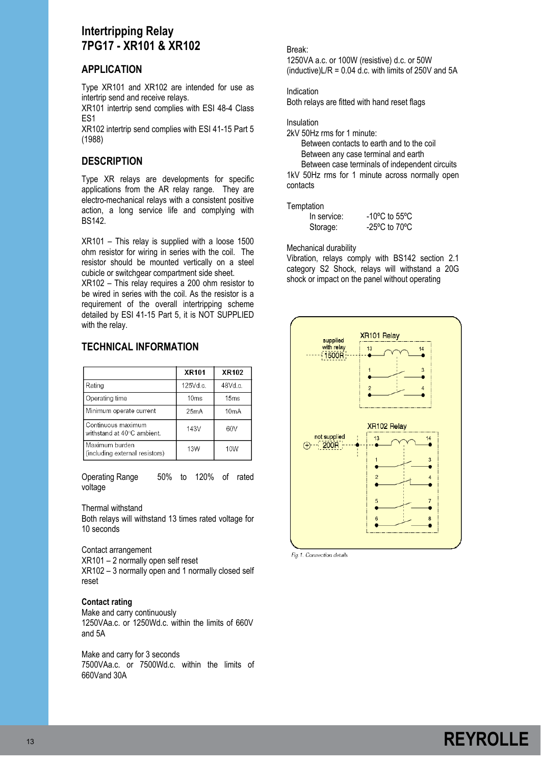# Intertripping Relay
# 7PG17 - XR101 & XR102

## APPLICATION

Type XR101 and XR102 are intended for use as intertrip send and receive relays.

XR101 intertrip send complies with ESI 48-4 Class ES1

XR102 intertrip send complies with ESI 41-15 Part 5 (1988)

## DESCRIPTION

Type XR relays are developments for specific applications from the AR relay range. They are electro-mechanical relays with a consistent positive action, a long service life and complying with BS142.

XR101 – This relay is supplied with a loose 1500 ohm resistor for wiring in series with the coil. The resistor should be mounted vertically on a steel cubicle or switchgear compartment side sheet.

XR102 – This relay requires a 200 ohm resistor to be wired in series with the coil. As the resistor is a requirement of the overall intertripping scheme detailed by ESI 41-15 Part 5, it is NOT SUPPLIED with the relay.

## TECHNICAL INFORMATION

| | XR101 | XR102 |
|---|---|---|
| Rating | 125Vd.c. | 48Vd.c. |
| Operating time | 10ms | 15ms |
| Minimum operate current | 25mA | 10mA |
| Continuous maximum withstand at 40°C ambient. | 143V | 60V |
| Maximum burden (including external resistors) | 13W | 10W |

Operating Range 50% to 120% of rated voltage

Thermal withstand
Both relays will withstand 13 times rated voltage for 10 seconds

Contact arrangement
XR101 – 2 normally open self reset
XR102 – 3 normally open and 1 normally closed self reset

**Contact rating**
Make and carry continuously
1250VAa.c. or 1250Wd.c. within the limits of 660V and 5A

Make and carry for 3 seconds
7500VAa.c. or 7500Wd.c. within the limits of 660Vand 30A

Break:
1250VA a.c. or 100W (resistive) d.c. or 50W (inductive)L/R = 0.04 d.c. with limits of 250V and 5A

Indication
Both relays are fitted with hand reset flags

Insulation
2kV 50Hz rms for 1 minute:
- Between contacts to earth and to the coil
- Between any case terminal and earth
- Between case terminals of independent circuits

1kV 50Hz rms for 1 minute across normally open contacts

Temptation
- In service: -10ºC to 55ºC
- Storage: -25ºC to 70ºC

Mechanical durability
Vibration, relays comply with BS142 section 2.1 category S2 Shock, relays will withstand a 20G shock or impact on the panel without operating

XR101 Relay: supplied with relay 1500R; terminals 13, 14 (coil); 1–3, 2–4

XR102 Relay: not supplied 200R; terminals 13, 14 (coil); 1–3, 2–4, 5–7, 6–8

Fig 1. Connection details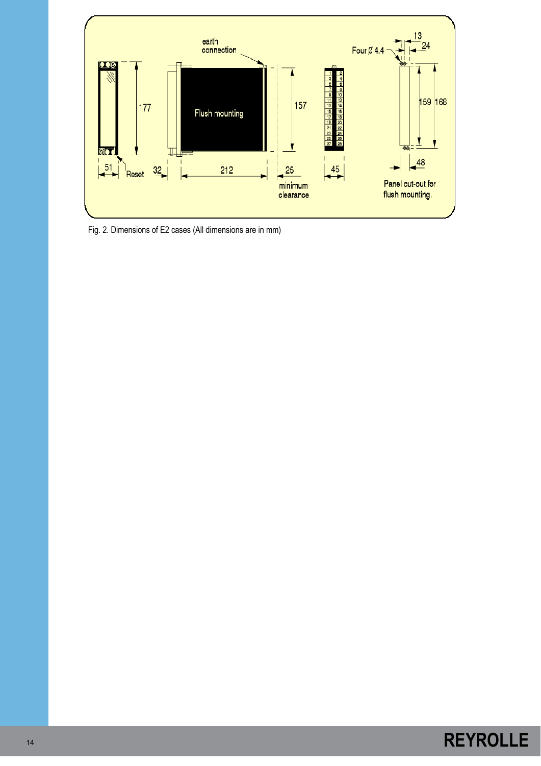Fig. 2. Dimensions of E2 cases (All dimensions are in mm)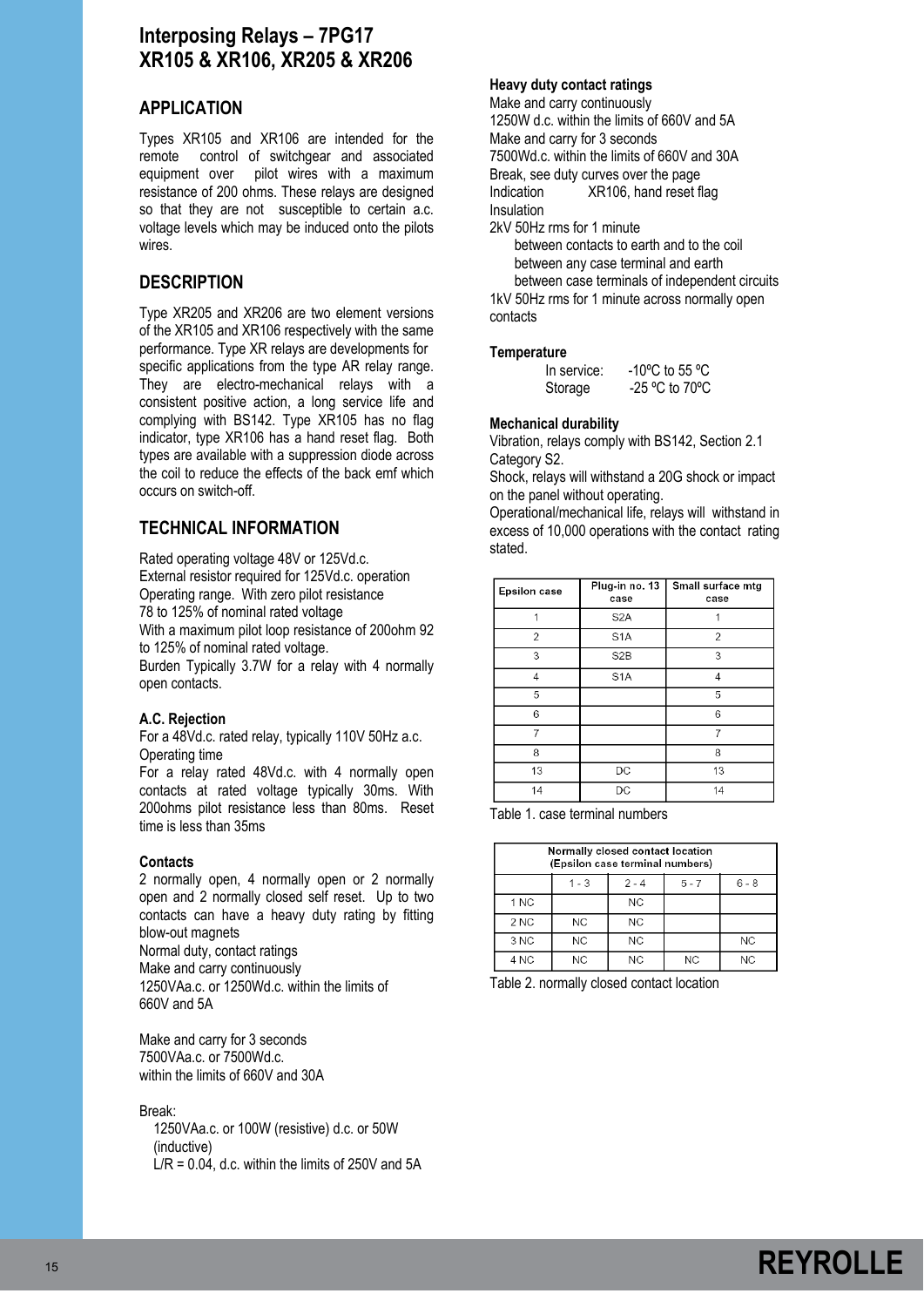# Interposing Relays – 7PG17
# XR105 & XR106, XR205 & XR206

## APPLICATION

Types XR105 and XR106 are intended for the remote control of switchgear and associated equipment over pilot wires with a maximum resistance of 200 ohms. These relays are designed so that they are not susceptible to certain a.c. voltage levels which may be induced onto the pilots wires.

## DESCRIPTION

Type XR205 and XR206 are two element versions of the XR105 and XR106 respectively with the same performance. Type XR relays are developments for specific applications from the type AR relay range. They are electro-mechanical relays with a consistent positive action, a long service life and complying with BS142. Type XR105 has no flag indicator, type XR106 has a hand reset flag. Both types are available with a suppression diode across the coil to reduce the effects of the back emf which occurs on switch-off.

## TECHNICAL INFORMATION

Rated operating voltage 48V or 125Vd.c.
External resistor required for 125Vd.c. operation
Operating range. With zero pilot resistance
78 to 125% of nominal rated voltage
With a maximum pilot loop resistance of 200ohm 92 to 125% of nominal rated voltage.
Burden Typically 3.7W for a relay with 4 normally open contacts.

**A.C. Rejection**

For a 48Vd.c. rated relay, typically 110V 50Hz a.c.
Operating time
For a relay rated 48Vd.c. with 4 normally open contacts at rated voltage typically 30ms. With 200ohms pilot resistance less than 80ms. Reset time is less than 35ms

**Contacts**

2 normally open, 4 normally open or 2 normally open and 2 normally closed self reset. Up to two contacts can have a heavy duty rating by fitting blow-out magnets
Normal duty, contact ratings
Make and carry continuously
1250VAa.c. or 1250Wd.c. within the limits of 660V and 5A

Make and carry for 3 seconds
7500VAa.c. or 7500Wd.c.
within the limits of 660V and 30A

Break:
1250VAa.c. or 100W (resistive) d.c. or 50W (inductive)
L/R = 0.04, d.c. within the limits of 250V and 5A

**Heavy duty contact ratings**

Make and carry continuously
1250W d.c. within the limits of 660V and 5A
Make and carry for 3 seconds
7500Wd.c. within the limits of 660V and 30A
Break, see duty curves over the page
Indication XR106, hand reset flag
Insulation
2kV 50Hz rms for 1 minute
between contacts to earth and to the coil
between any case terminal and earth
between case terminals of independent circuits
1kV 50Hz rms for 1 minute across normally open contacts

**Temperature**

In service: -10ºC to 55 ºC
Storage -25 ºC to 70ºC

**Mechanical durability**

Vibration, relays comply with BS142, Section 2.1 Category S2.
Shock, relays will withstand a 20G shock or impact on the panel without operating.
Operational/mechanical life, relays will withstand in excess of 10,000 operations with the contact rating stated.

| Epsilon case | Plug-in no. 13 case | Small surface mtg case |
|---|---|---|
| 1 | S2A | 1 |
| 2 | S1A | 2 |
| 3 | S2B | 3 |
| 4 | S1A | 4 |
| 5 | | 5 |
| 6 | | 6 |
| 7 | | 7 |
| 8 | | 8 |
| 13 | DC | 13 |
| 14 | DC | 14 |

Table 1. case terminal numbers

| Normally closed contact location (Epsilon case terminal numbers) | | | | |
|---|---|---|---|---|
| | 1 - 3 | 2 - 4 | 5 - 7 | 6 - 8 |
| 1 NC | | NC | | |
| 2 NC | NC | NC | | |
| 3 NC | NC | NC | | NC |
| 4 NC | NC | NC | NC | NC |

Table 2. normally closed contact location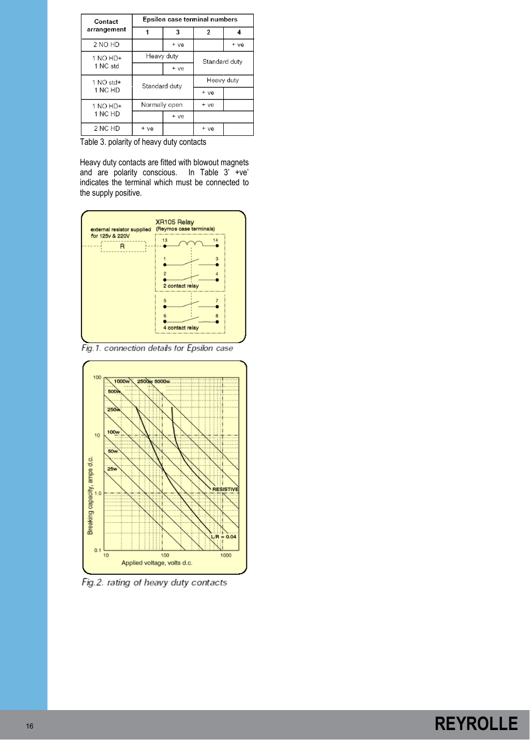| Contact arrangement | Epsilon case terminal numbers | | | |
|---|---|---|---|---|
| | 1 | 3 | 2 | 4 |
| 2 NO HD | | + ve | | + ve |
| 1 NO HD+ 1 NC std | Heavy duty | | Standard duty | |
| | | + ve | | |
| 1 NO std+ 1 NC HD | Standard duty | | Heavy duty | |
| | | | + ve | |
| 1 NO HD+ 1 NC HD | Normally open | | + ve | |
| | | + ve | | |
| 2 NC HD | + ve | | + ve | |

Table 3. polarity of heavy duty contacts

Heavy duty contacts are fitted with blowout magnets and are polarity conscious. In Table 3' +ve' indicates the terminal which must be connected to the supply positive.

Fig.1. connection details for Epsilon case

Fig.2. rating of heavy duty contacts